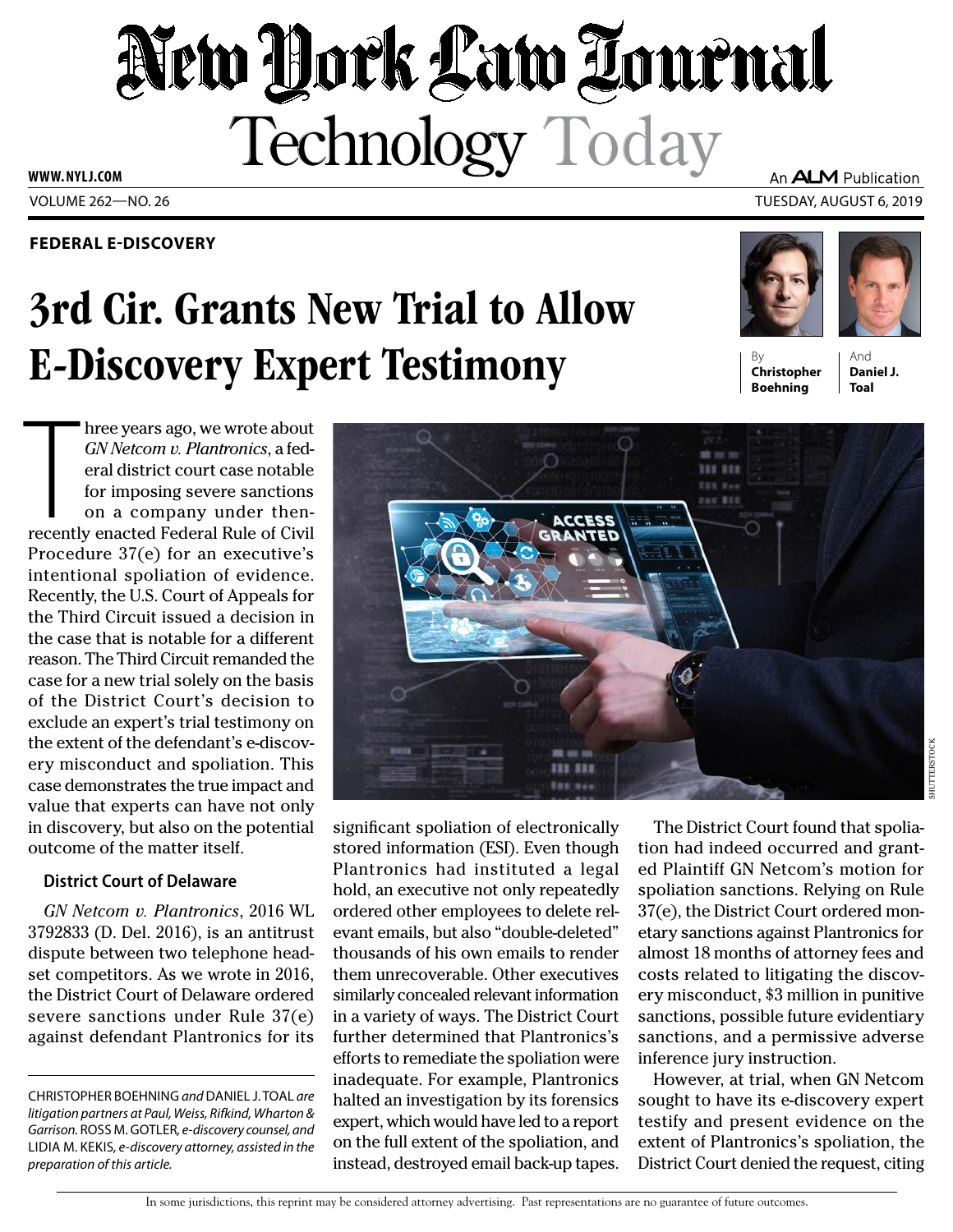# New York Law Journal

## Technology Today

**FEDERAL E-DISCOVERY**

# 3rd Cir. Grants New Trial to Allow E-Discovery Expert Testimony

By **Christopher Boehning** And **Daniel J. Toal**

Three years ago, we wrote about *GN Netcom v. Plantronics*, a federal district court case notable for imposing severe sanctions on a company under then-recently enacted Federal Rule of Civil Procedure 37(e) for an executive's intentional spoliation of evidence. Recently, the U.S. Court of Appeals for the Third Circuit issued a decision in the case that is notable for a different reason. The Third Circuit remanded the case for a new trial solely on the basis of the District Court's decision to exclude an expert's trial testimony on the extent of the defendant's e-discovery misconduct and spoliation. This case demonstrates the true impact and value that experts can have not only in discovery, but also on the potential outcome of the matter itself.

### District Court of Delaware

*GN Netcom v. Plantronics*, 2016 WL 3792833 (D. Del. 2016), is an antitrust dispute between two telephone headset competitors. As we wrote in 2016, the District Court of Delaware ordered severe sanctions under Rule 37(e) against defendant Plantronics for its significant spoliation of electronically stored information (ESI). Even though Plantronics had instituted a legal hold, an executive not only repeatedly ordered other employees to delete relevant emails, but also "double-deleted" thousands of his own emails to render them unrecoverable. Other executives similarly concealed relevant information in a variety of ways. The District Court further determined that Plantronics's efforts to remediate the spoliation were inadequate. For example, Plantronics halted an investigation by its forensics expert, which would have led to a report on the full extent of the spoliation, and instead, destroyed email back-up tapes.

The District Court found that spoliation had indeed occurred and granted Plaintiff GN Netcom's motion for spoliation sanctions. Relying on Rule 37(e), the District Court ordered monetary sanctions against Plantronics for almost 18 months of attorney fees and costs related to litigating the discovery misconduct, $3 million in punitive sanctions, possible future evidentiary sanctions, and a permissive adverse inference jury instruction.

However, at trial, when GN Netcom sought to have its e-discovery expert testify and present evidence on the extent of Plantronics's spoliation, the District Court denied the request, citing

---

CHRISTOPHER BOEHNING *and* DANIEL J. TOAL *are litigation partners at Paul, Weiss, Rifkind, Wharton & Garrison.* ROSS M. GOTLER, *e-discovery counsel, and* LIDIA M. KEKIS, *e-discovery attorney, assisted in the preparation of this article.*

In some jurisdictions, this reprint may be considered attorney advertising. Past representations are no guarantee of future outcomes.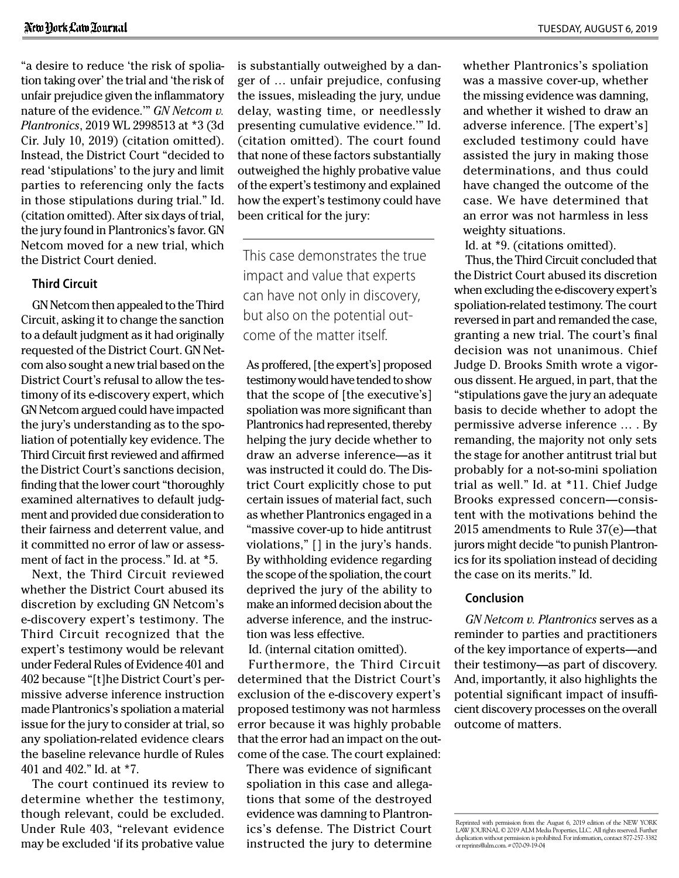"a desire to reduce 'the risk of spoliation taking over' the trial and 'the risk of unfair prejudice given the inflammatory nature of the evidence.'" *GN Netcom v. Plantronics*, 2019 WL 2998513 at *3 (3d Cir. July 10, 2019) (citation omitted). Instead, the District Court "decided to read 'stipulations' to the jury and limit parties to referencing only the facts in those stipulations during trial." Id. (citation omitted). After six days of trial, the jury found in Plantronics's favor. GN Netcom moved for a new trial, which the District Court denied.

### Third Circuit

GN Netcom then appealed to the Third Circuit, asking it to change the sanction to a default judgment as it had originally requested of the District Court. GN Netcom also sought a new trial based on the District Court's refusal to allow the testimony of its e-discovery expert, which GN Netcom argued could have impacted the jury's understanding as to the spoliation of potentially key evidence. The Third Circuit first reviewed and affirmed the District Court's sanctions decision, finding that the lower court "thoroughly examined alternatives to default judgment and provided due consideration to their fairness and deterrent value, and it committed no error of law or assessment of fact in the process." Id. at *5.

Next, the Third Circuit reviewed whether the District Court abused its discretion by excluding GN Netcom's e-discovery expert's testimony. The Third Circuit recognized that the expert's testimony would be relevant under Federal Rules of Evidence 401 and 402 because "[t]he District Court's permissive adverse inference instruction made Plantronics's spoliation a material issue for the jury to consider at trial, so any spoliation-related evidence clears the baseline relevance hurdle of Rules 401 and 402." Id. at *7.

The court continued its review to determine whether the testimony, though relevant, could be excluded. Under Rule 403, "relevant evidence may be excluded 'if its probative value is substantially outweighed by a danger of … unfair prejudice, confusing the issues, misleading the jury, undue delay, wasting time, or needlessly presenting cumulative evidence.'" Id. (citation omitted). The court found that none of these factors substantially outweighed the highly probative value of the expert's testimony and explained how the expert's testimony could have been critical for the jury:

> This case demonstrates the true impact and value that experts can have not only in discovery, but also on the potential outcome of the matter itself.

> As proffered, [the expert's] proposed testimony would have tended to show that the scope of [the executive's] spoliation was more significant than Plantronics had represented, thereby helping the jury decide whether to draw an adverse inference—as it was instructed it could do. The District Court explicitly chose to put certain issues of material fact, such as whether Plantronics engaged in a "massive cover-up to hide antitrust violations," [] in the jury's hands. By withholding evidence regarding the scope of the spoliation, the court deprived the jury of the ability to make an informed decision about the adverse inference, and the instruction was less effective.

Id. (internal citation omitted).

Furthermore, the Third Circuit determined that the District Court's exclusion of the e-discovery expert's proposed testimony was not harmless error because it was highly probable that the error had an impact on the outcome of the case. The court explained:

> There was evidence of significant spoliation in this case and allegations that some of the destroyed evidence was damning to Plantronics's defense. The District Court instructed the jury to determine whether Plantronics's spoliation was a massive cover-up, whether the missing evidence was damning, and whether it wished to draw an adverse inference. [The expert's] excluded testimony could have assisted the jury in making those determinations, and thus could have changed the outcome of the case. We have determined that an error was not harmless in less weighty situations.

Id. at *9. (citations omitted).

Thus, the Third Circuit concluded that the District Court abused its discretion when excluding the e-discovery expert's spoliation-related testimony. The court reversed in part and remanded the case, granting a new trial. The court's final decision was not unanimous. Chief Judge D. Brooks Smith wrote a vigorous dissent. He argued, in part, that the "stipulations gave the jury an adequate basis to decide whether to adopt the permissive adverse inference … . By remanding, the majority not only sets the stage for another antitrust trial but probably for a not-so-mini spoliation trial as well." Id. at *11. Chief Judge Brooks expressed concern—consistent with the motivations behind the 2015 amendments to Rule 37(e)—that jurors might decide "to punish Plantronics for its spoliation instead of deciding the case on its merits." Id.

### Conclusion

*GN Netcom v. Plantronics* serves as a reminder to parties and practitioners of the key importance of experts—and their testimony—as part of discovery. And, importantly, it also highlights the potential significant impact of insufficient discovery processes on the overall outcome of matters.

Reprinted with permission from the August 6, 2019 edition of the NEW YORK LAW JOURNAL © 2019 ALM Media Properties, LLC. All rights reserved. Further duplication without permission is prohibited. For information, contact 877-257-3382 or reprints@alm.com. # 070-09-19-04